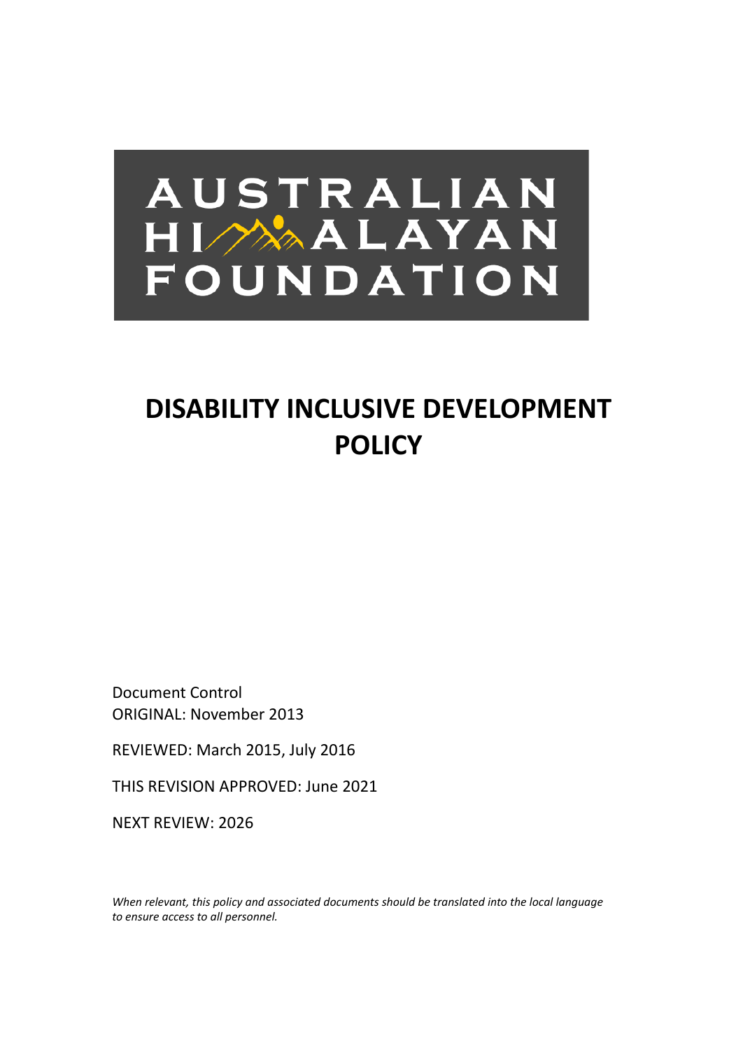AUSTRALIAN HIMALAYAN FOUNDATION

# DISABILITY INCLUSIVE DEVELOPMENT POLICY

Document Control
ORIGINAL: November 2013

REVIEWED: March 2015, July 2016

THIS REVISION APPROVED: June 2021

NEXT REVIEW: 2026

*When relevant, this policy and associated documents should be translated into the local language to ensure access to all personnel.*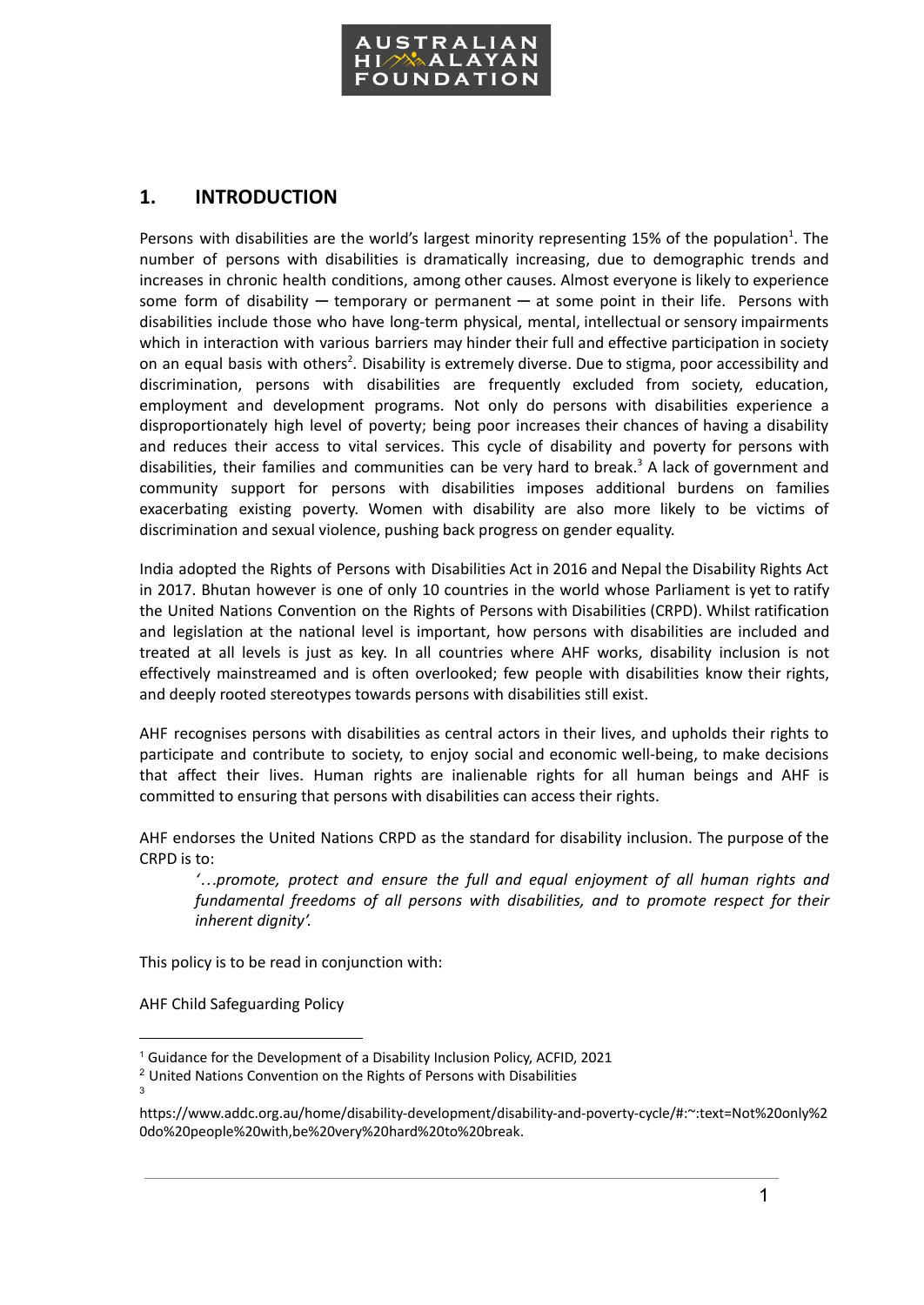## 1. INTRODUCTION

Persons with disabilities are the world's largest minority representing 15% of the population[1]. The number of persons with disabilities is dramatically increasing, due to demographic trends and increases in chronic health conditions, among other causes. Almost everyone is likely to experience some form of disability — temporary or permanent — at some point in their life. Persons with disabilities include those who have long-term physical, mental, intellectual or sensory impairments which in interaction with various barriers may hinder their full and effective participation in society on an equal basis with others[2]. Disability is extremely diverse. Due to stigma, poor accessibility and discrimination, persons with disabilities are frequently excluded from society, education, employment and development programs. Not only do persons with disabilities experience a disproportionately high level of poverty; being poor increases their chances of having a disability and reduces their access to vital services. This cycle of disability and poverty for persons with disabilities, their families and communities can be very hard to break.[3] A lack of government and community support for persons with disabilities imposes additional burdens on families exacerbating existing poverty. Women with disability are also more likely to be victims of discrimination and sexual violence, pushing back progress on gender equality.

India adopted the Rights of Persons with Disabilities Act in 2016 and Nepal the Disability Rights Act in 2017. Bhutan however is one of only 10 countries in the world whose Parliament is yet to ratify the United Nations Convention on the Rights of Persons with Disabilities (CRPD). Whilst ratification and legislation at the national level is important, how persons with disabilities are included and treated at all levels is just as key. In all countries where AHF works, disability inclusion is not effectively mainstreamed and is often overlooked; few people with disabilities know their rights, and deeply rooted stereotypes towards persons with disabilities still exist.

AHF recognises persons with disabilities as central actors in their lives, and upholds their rights to participate and contribute to society, to enjoy social and economic well-being, to make decisions that affect their lives. Human rights are inalienable rights for all human beings and AHF is committed to ensuring that persons with disabilities can access their rights.

AHF endorses the United Nations CRPD as the standard for disability inclusion. The purpose of the CRPD is to:

> *'…promote, protect and ensure the full and equal enjoyment of all human rights and fundamental freedoms of all persons with disabilities, and to promote respect for their inherent dignity'.*

This policy is to be read in conjunction with:

AHF Child Safeguarding Policy

---

[1] Guidance for the Development of a Disability Inclusion Policy, ACFID, 2021

[2] United Nations Convention on the Rights of Persons with Disabilities

[3] https://www.addc.org.au/home/disability-development/disability-and-poverty-cycle/#:~:text=Not%20only%20do%20people%20with,be%20very%20hard%20to%20break.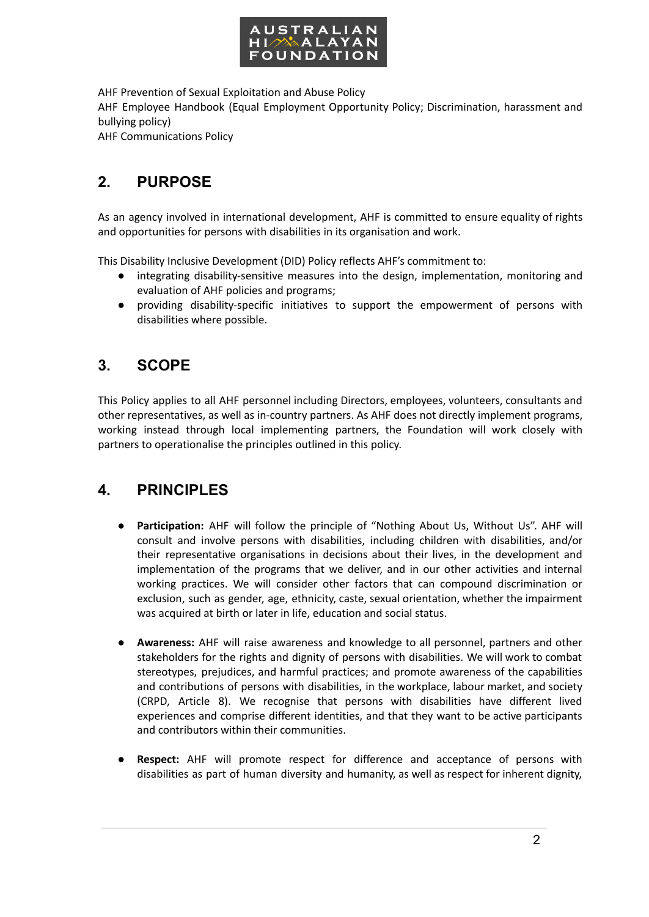AHF Prevention of Sexual Exploitation and Abuse Policy
AHF Employee Handbook (Equal Employment Opportunity Policy; Discrimination, harassment and bullying policy)
AHF Communications Policy

## 2. PURPOSE

As an agency involved in international development, AHF is committed to ensure equality of rights and opportunities for persons with disabilities in its organisation and work.

This Disability Inclusive Development (DID) Policy reflects AHF's commitment to:

- integrating disability-sensitive measures into the design, implementation, monitoring and evaluation of AHF policies and programs;
- providing disability-specific initiatives to support the empowerment of persons with disabilities where possible.

## 3. SCOPE

This Policy applies to all AHF personnel including Directors, employees, volunteers, consultants and other representatives, as well as in-country partners. As AHF does not directly implement programs, working instead through local implementing partners, the Foundation will work closely with partners to operationalise the principles outlined in this policy.

## 4. PRINCIPLES

- **Participation:** AHF will follow the principle of "Nothing About Us, Without Us". AHF will consult and involve persons with disabilities, including children with disabilities, and/or their representative organisations in decisions about their lives, in the development and implementation of the programs that we deliver, and in our other activities and internal working practices. We will consider other factors that can compound discrimination or exclusion, such as gender, age, ethnicity, caste, sexual orientation, whether the impairment was acquired at birth or later in life, education and social status.

- **Awareness:** AHF will raise awareness and knowledge to all personnel, partners and other stakeholders for the rights and dignity of persons with disabilities. We will work to combat stereotypes, prejudices, and harmful practices; and promote awareness of the capabilities and contributions of persons with disabilities, in the workplace, labour market, and society (CRPD, Article 8). We recognise that persons with disabilities have different lived experiences and comprise different identities, and that they want to be active participants and contributors within their communities.

- **Respect:** AHF will promote respect for difference and acceptance of persons with disabilities as part of human diversity and humanity, as well as respect for inherent dignity,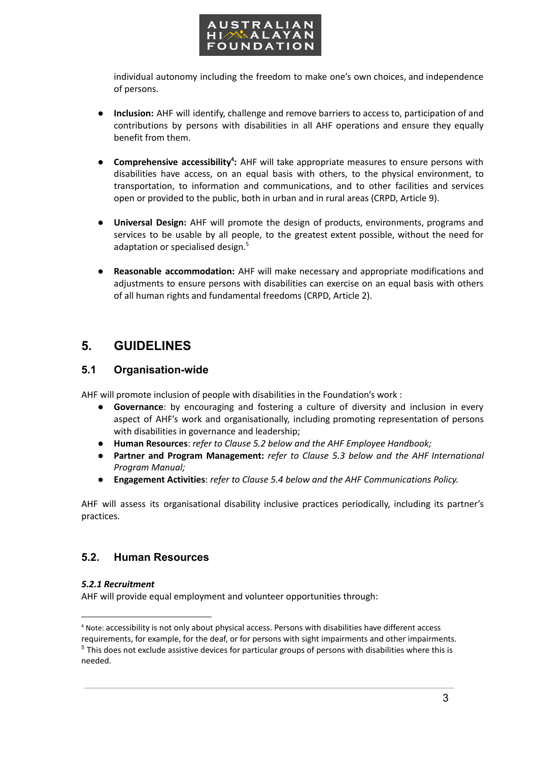individual autonomy including the freedom to make one's own choices, and independence of persons.

- **Inclusion:** AHF will identify, challenge and remove barriers to access to, participation of and contributions by persons with disabilities in all AHF operations and ensure they equally benefit from them.

- **Comprehensive accessibility[4]:** AHF will take appropriate measures to ensure persons with disabilities have access, on an equal basis with others, to the physical environment, to transportation, to information and communications, and to other facilities and services open or provided to the public, both in urban and in rural areas (CRPD, Article 9).

- **Universal Design:** AHF will promote the design of products, environments, programs and services to be usable by all people, to the greatest extent possible, without the need for adaptation or specialised design.[5]

- **Reasonable accommodation:** AHF will make necessary and appropriate modifications and adjustments to ensure persons with disabilities can exercise on an equal basis with others of all human rights and fundamental freedoms (CRPD, Article 2).

# 5. GUIDELINES

## 5.1 Organisation-wide

AHF will promote inclusion of people with disabilities in the Foundation's work :

- **Governance**: by encouraging and fostering a culture of diversity and inclusion in every aspect of AHF's work and organisationally, including promoting representation of persons with disabilities in governance and leadership;
- **Human Resources**: *refer to Clause 5.2 below and the AHF Employee Handbook;*
- **Partner and Program Management:** *refer to Clause 5.3 below and the AHF International Program Manual;*
- **Engagement Activities**: *refer to Clause 5.4 below and the AHF Communications Policy.*

AHF will assess its organisational disability inclusive practices periodically, including its partner's practices.

## 5.2. Human Resources

***5.2.1 Recruitment***

AHF will provide equal employment and volunteer opportunities through:

---

[4] Note: accessibility is not only about physical access. Persons with disabilities have different access requirements, for example, for the deaf, or for persons with sight impairments and other impairments.

[5] This does not exclude assistive devices for particular groups of persons with disabilities where this is needed.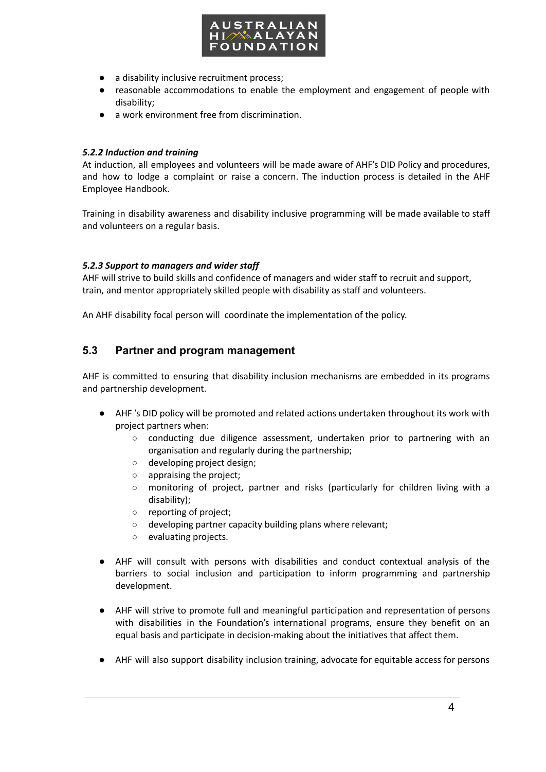- a disability inclusive recruitment process;
- reasonable accommodations to enable the employment and engagement of people with disability;
- a work environment free from discrimination.

#### *5.2.2 Induction and training*

At induction, all employees and volunteers will be made aware of AHF's DID Policy and procedures, and how to lodge a complaint or raise a concern. The induction process is detailed in the AHF Employee Handbook.

Training in disability awareness and disability inclusive programming will be made available to staff and volunteers on a regular basis.

#### *5.2.3 Support to managers and wider staff*

AHF will strive to build skills and confidence of managers and wider staff to recruit and support, train, and mentor appropriately skilled people with disability as staff and volunteers.

An AHF disability focal person will coordinate the implementation of the policy.

## 5.3 Partner and program management

AHF is committed to ensuring that disability inclusion mechanisms are embedded in its programs and partnership development.

- AHF 's DID policy will be promoted and related actions undertaken throughout its work with project partners when:
  - conducting due diligence assessment, undertaken prior to partnering with an organisation and regularly during the partnership;
  - developing project design;
  - appraising the project;
  - monitoring of project, partner and risks (particularly for children living with a disability);
  - reporting of project;
  - developing partner capacity building plans where relevant;
  - evaluating projects.

- AHF will consult with persons with disabilities and conduct contextual analysis of the barriers to social inclusion and participation to inform programming and partnership development.

- AHF will strive to promote full and meaningful participation and representation of persons with disabilities in the Foundation's international programs, ensure they benefit on an equal basis and participate in decision-making about the initiatives that affect them.

- AHF will also support disability inclusion training, advocate for equitable access for persons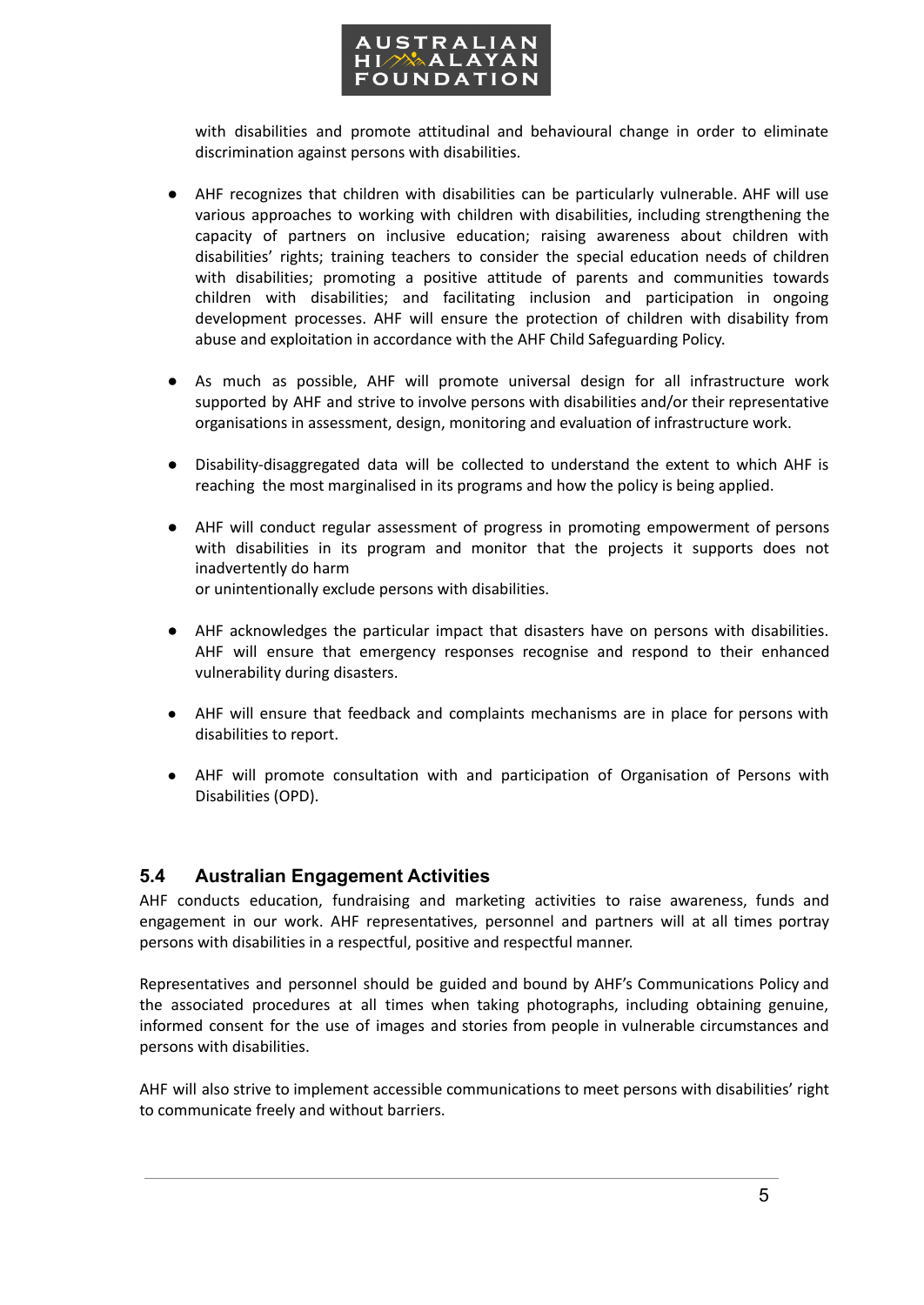with disabilities and promote attitudinal and behavioural change in order to eliminate discrimination against persons with disabilities.

- AHF recognizes that children with disabilities can be particularly vulnerable. AHF will use various approaches to working with children with disabilities, including strengthening the capacity of partners on inclusive education; raising awareness about children with disabilities' rights; training teachers to consider the special education needs of children with disabilities; promoting a positive attitude of parents and communities towards children with disabilities; and facilitating inclusion and participation in ongoing development processes. AHF will ensure the protection of children with disability from abuse and exploitation in accordance with the AHF Child Safeguarding Policy.

- As much as possible, AHF will promote universal design for all infrastructure work supported by AHF and strive to involve persons with disabilities and/or their representative organisations in assessment, design, monitoring and evaluation of infrastructure work.

- Disability-disaggregated data will be collected to understand the extent to which AHF is reaching the most marginalised in its programs and how the policy is being applied.

- AHF will conduct regular assessment of progress in promoting empowerment of persons with disabilities in its program and monitor that the projects it supports does not inadvertently do harm
  or unintentionally exclude persons with disabilities.

- AHF acknowledges the particular impact that disasters have on persons with disabilities. AHF will ensure that emergency responses recognise and respond to their enhanced vulnerability during disasters.

- AHF will ensure that feedback and complaints mechanisms are in place for persons with disabilities to report.

- AHF will promote consultation with and participation of Organisation of Persons with Disabilities (OPD).

## 5.4 Australian Engagement Activities

AHF conducts education, fundraising and marketing activities to raise awareness, funds and engagement in our work. AHF representatives, personnel and partners will at all times portray persons with disabilities in a respectful, positive and respectful manner.

Representatives and personnel should be guided and bound by AHF's Communications Policy and the associated procedures at all times when taking photographs, including obtaining genuine, informed consent for the use of images and stories from people in vulnerable circumstances and persons with disabilities.

AHF will also strive to implement accessible communications to meet persons with disabilities' right to communicate freely and without barriers.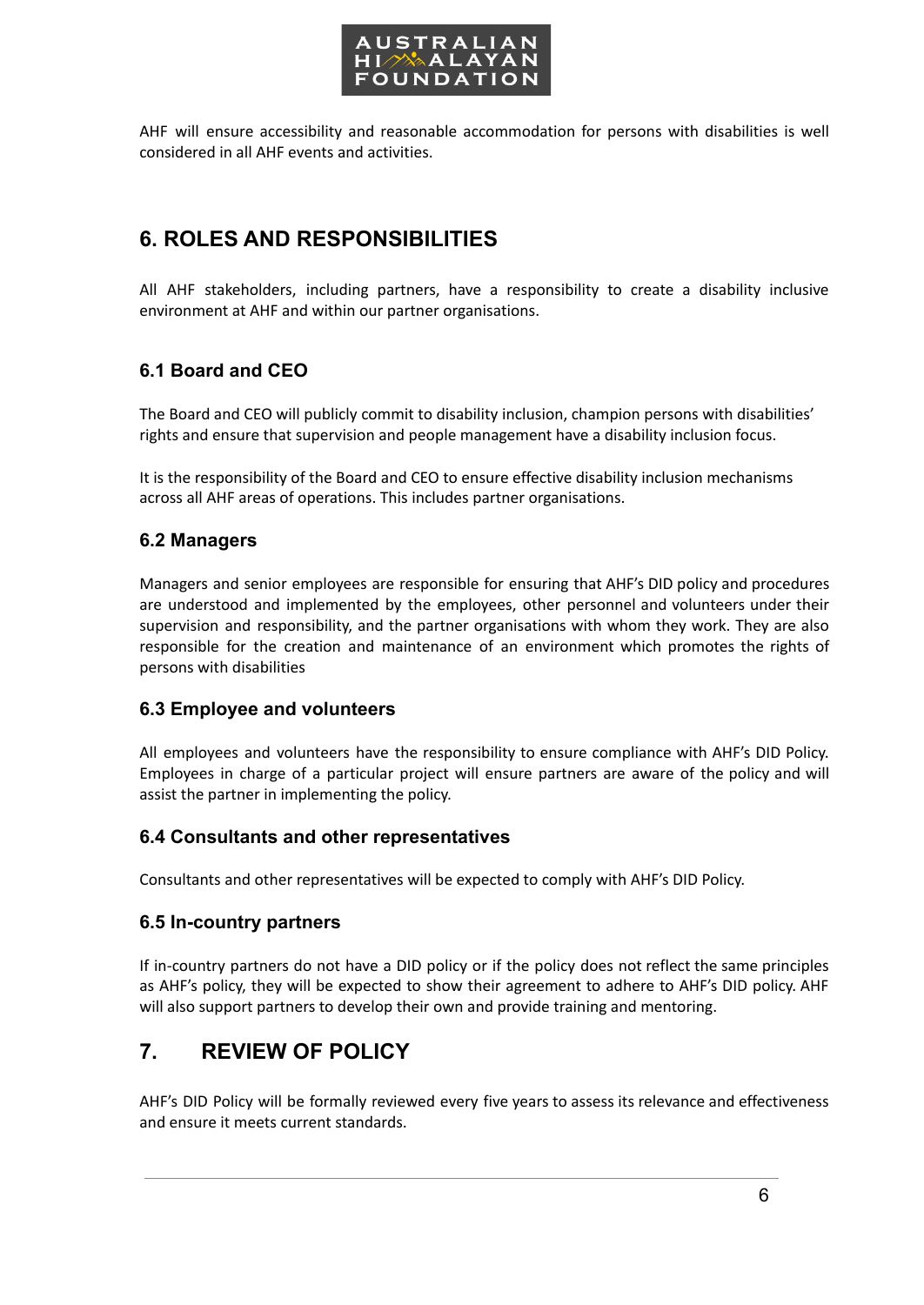AHF will ensure accessibility and reasonable accommodation for persons with disabilities is well considered in all AHF events and activities.

## 6. ROLES AND RESPONSIBILITIES

All AHF stakeholders, including partners, have a responsibility to create a disability inclusive environment at AHF and within our partner organisations.

### 6.1 Board and CEO

The Board and CEO will publicly commit to disability inclusion, champion persons with disabilities' rights and ensure that supervision and people management have a disability inclusion focus.

It is the responsibility of the Board and CEO to ensure effective disability inclusion mechanisms across all AHF areas of operations. This includes partner organisations.

### 6.2 Managers

Managers and senior employees are responsible for ensuring that AHF's DID policy and procedures are understood and implemented by the employees, other personnel and volunteers under their supervision and responsibility, and the partner organisations with whom they work. They are also responsible for the creation and maintenance of an environment which promotes the rights of persons with disabilities

### 6.3 Employee and volunteers

All employees and volunteers have the responsibility to ensure compliance with AHF's DID Policy. Employees in charge of a particular project will ensure partners are aware of the policy and will assist the partner in implementing the policy.

### 6.4 Consultants and other representatives

Consultants and other representatives will be expected to comply with AHF's DID Policy.

### 6.5 In-country partners

If in-country partners do not have a DID policy or if the policy does not reflect the same principles as AHF's policy, they will be expected to show their agreement to adhere to AHF's DID policy. AHF will also support partners to develop their own and provide training and mentoring.

## 7. REVIEW OF POLICY

AHF's DID Policy will be formally reviewed every five years to assess its relevance and effectiveness and ensure it meets current standards.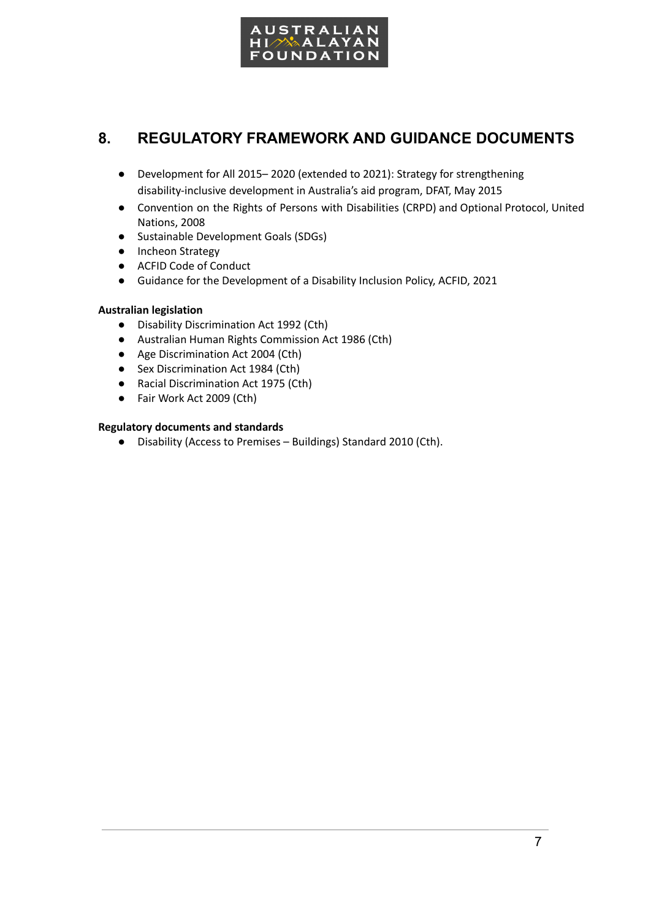## 8. REGULATORY FRAMEWORK AND GUIDANCE DOCUMENTS

- Development for All 2015– 2020 (extended to 2021): Strategy for strengthening disability-inclusive development in Australia's aid program, DFAT, May 2015
- Convention on the Rights of Persons with Disabilities (CRPD) and Optional Protocol, United Nations, 2008
- Sustainable Development Goals (SDGs)
- Incheon Strategy
- ACFID Code of Conduct
- Guidance for the Development of a Disability Inclusion Policy, ACFID, 2021

**Australian legislation**

- Disability Discrimination Act 1992 (Cth)
- Australian Human Rights Commission Act 1986 (Cth)
- Age Discrimination Act 2004 (Cth)
- Sex Discrimination Act 1984 (Cth)
- Racial Discrimination Act 1975 (Cth)
- Fair Work Act 2009 (Cth)

**Regulatory documents and standards**

- Disability (Access to Premises – Buildings) Standard 2010 (Cth).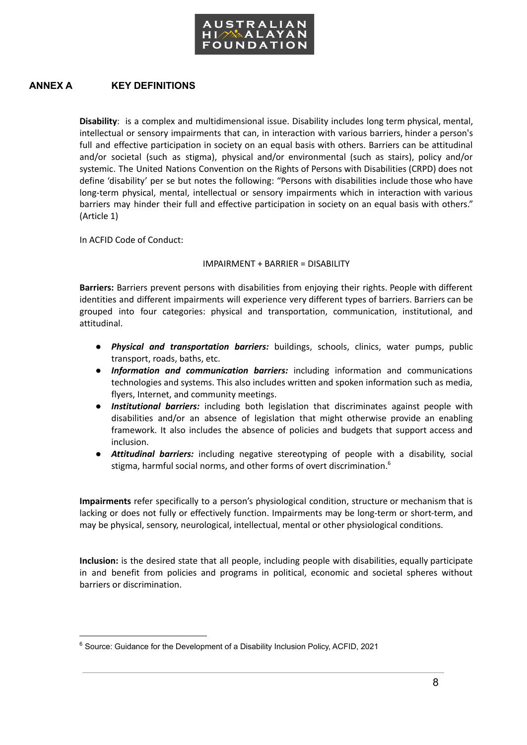## ANNEX A KEY DEFINITIONS

**Disability**: is a complex and multidimensional issue. Disability includes long term physical, mental, intellectual or sensory impairments that can, in interaction with various barriers, hinder a person's full and effective participation in society on an equal basis with others. Barriers can be attitudinal and/or societal (such as stigma), physical and/or environmental (such as stairs), policy and/or systemic. The United Nations Convention on the Rights of Persons with Disabilities (CRPD) does not define 'disability' per se but notes the following: "Persons with disabilities include those who have long-term physical, mental, intellectual or sensory impairments which in interaction with various barriers may hinder their full and effective participation in society on an equal basis with others." (Article 1)

In ACFID Code of Conduct:

IMPAIRMENT + BARRIER = DISABILITY

**Barriers:** Barriers prevent persons with disabilities from enjoying their rights. People with different identities and different impairments will experience very different types of barriers. Barriers can be grouped into four categories: physical and transportation, communication, institutional, and attitudinal.

- ***Physical and transportation barriers:*** buildings, schools, clinics, water pumps, public transport, roads, baths, etc.
- ***Information and communication barriers:*** including information and communications technologies and systems. This also includes written and spoken information such as media, flyers, Internet, and community meetings.
- ***Institutional barriers:*** including both legislation that discriminates against people with disabilities and/or an absence of legislation that might otherwise provide an enabling framework. It also includes the absence of policies and budgets that support access and inclusion.
- ***Attitudinal barriers:*** including negative stereotyping of people with a disability, social stigma, harmful social norms, and other forms of overt discrimination.[6]

**Impairments** refer specifically to a person's physiological condition, structure or mechanism that is lacking or does not fully or effectively function. Impairments may be long-term or short-term, and may be physical, sensory, neurological, intellectual, mental or other physiological conditions.

**Inclusion:** is the desired state that all people, including people with disabilities, equally participate in and benefit from policies and programs in political, economic and societal spheres without barriers or discrimination.

---

[6] Source: Guidance for the Development of a Disability Inclusion Policy, ACFID, 2021